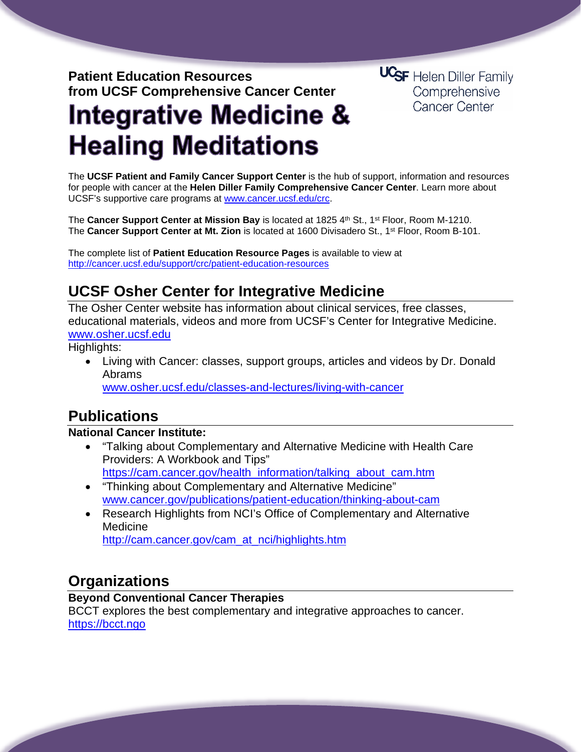**Patient Education Resources**
**from UCSF Comprehensive Cancer Center**

UCSF Helen Diller Family Comprehensive Cancer Center

# Integrative Medicine & Healing Meditations

The **UCSF Patient and Family Cancer Support Center** is the hub of support, information and resources for people with cancer at the **Helen Diller Family Comprehensive Cancer Center**. Learn more about UCSF's supportive care programs at www.cancer.ucsf.edu/crc.

The **Cancer Support Center at Mission Bay** is located at 1825 4th St., 1st Floor, Room M-1210.
The **Cancer Support Center at Mt. Zion** is located at 1600 Divisadero St., 1st Floor, Room B-101.

The complete list of **Patient Education Resource Pages** is available to view at http://cancer.ucsf.edu/support/crc/patient-education-resources

## UCSF Osher Center for Integrative Medicine

The Osher Center website has information about clinical services, free classes, educational materials, videos and more from UCSF's Center for Integrative Medicine.
www.osher.ucsf.edu
Highlights:

- Living with Cancer: classes, support groups, articles and videos by Dr. Donald Abrams
  www.osher.ucsf.edu/classes-and-lectures/living-with-cancer

## Publications

**National Cancer Institute:**

- "Talking about Complementary and Alternative Medicine with Health Care Providers: A Workbook and Tips"
  https://cam.cancer.gov/health_information/talking_about_cam.htm
- "Thinking about Complementary and Alternative Medicine"
  www.cancer.gov/publications/patient-education/thinking-about-cam
- Research Highlights from NCI's Office of Complementary and Alternative Medicine
  http://cam.cancer.gov/cam_at_nci/highlights.htm

## Organizations

**Beyond Conventional Cancer Therapies**
BCCT explores the best complementary and integrative approaches to cancer.
https://bcct.ngo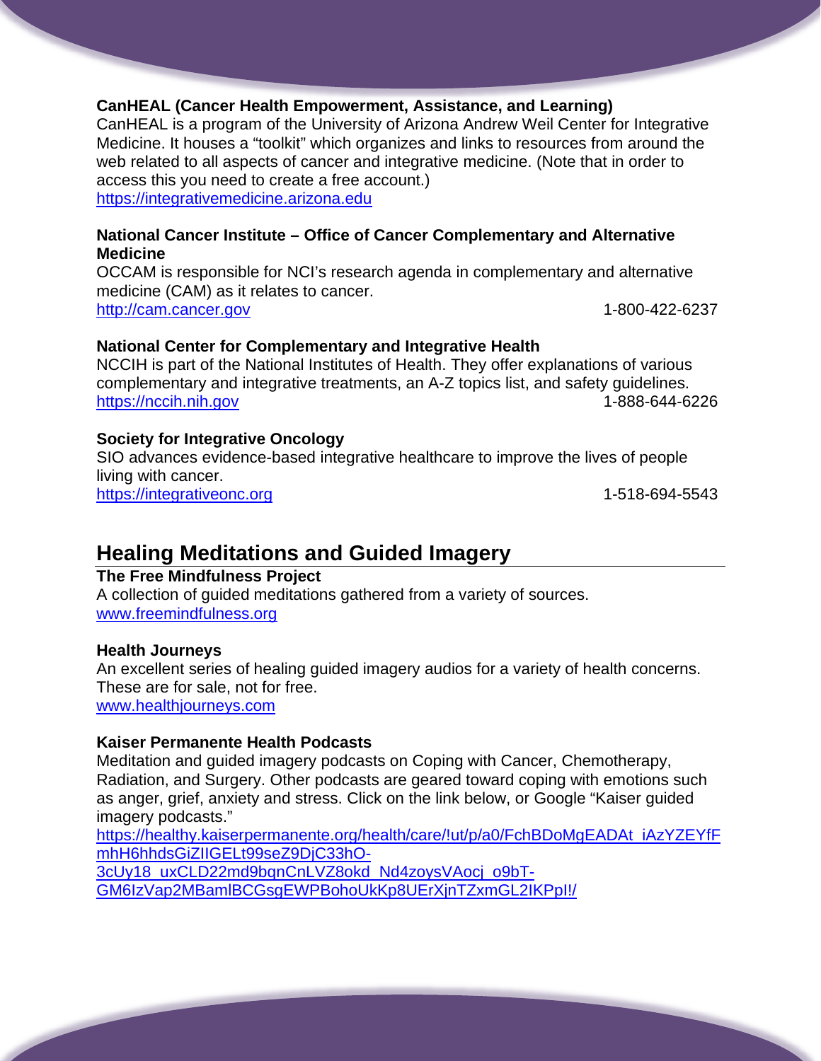**CanHEAL (Cancer Health Empowerment, Assistance, and Learning)**
CanHEAL is a program of the University of Arizona Andrew Weil Center for Integrative Medicine. It houses a "toolkit" which organizes and links to resources from around the web related to all aspects of cancer and integrative medicine. (Note that in order to access this you need to create a free account.)
https://integrativemedicine.arizona.edu

**National Cancer Institute – Office of Cancer Complementary and Alternative Medicine**
OCCAM is responsible for NCI's research agenda in complementary and alternative medicine (CAM) as it relates to cancer.
http://cam.cancer.gov 1-800-422-6237

**National Center for Complementary and Integrative Health**
NCCIH is part of the National Institutes of Health. They offer explanations of various complementary and integrative treatments, an A-Z topics list, and safety guidelines.
https://nccih.nih.gov 1-888-644-6226

**Society for Integrative Oncology**
SIO advances evidence-based integrative healthcare to improve the lives of people living with cancer.
https://integrativeonc.org 1-518-694-5543

## Healing Meditations and Guided Imagery

**The Free Mindfulness Project**
A collection of guided meditations gathered from a variety of sources.
www.freemindfulness.org

**Health Journeys**
An excellent series of healing guided imagery audios for a variety of health concerns. These are for sale, not for free.
www.healthjourneys.com

**Kaiser Permanente Health Podcasts**
Meditation and guided imagery podcasts on Coping with Cancer, Chemotherapy, Radiation, and Surgery. Other podcasts are geared toward coping with emotions such as anger, grief, anxiety and stress. Click on the link below, or Google "Kaiser guided imagery podcasts."
https://healthy.kaiserpermanente.org/health/care/!ut/p/a0/FchBDoMgEADAt_iAzYZEYfFmhH6hhdsGiZIIGELt99seZ9DjC33hO-3cUy18_uxCLD22md9bqnCnLVZ8okd_Nd4zoysVAocj_o9bT-GM6IzVap2MBamlBCGsgEWPBohoUkKp8UErXjnTZxmGL2IKPpI!/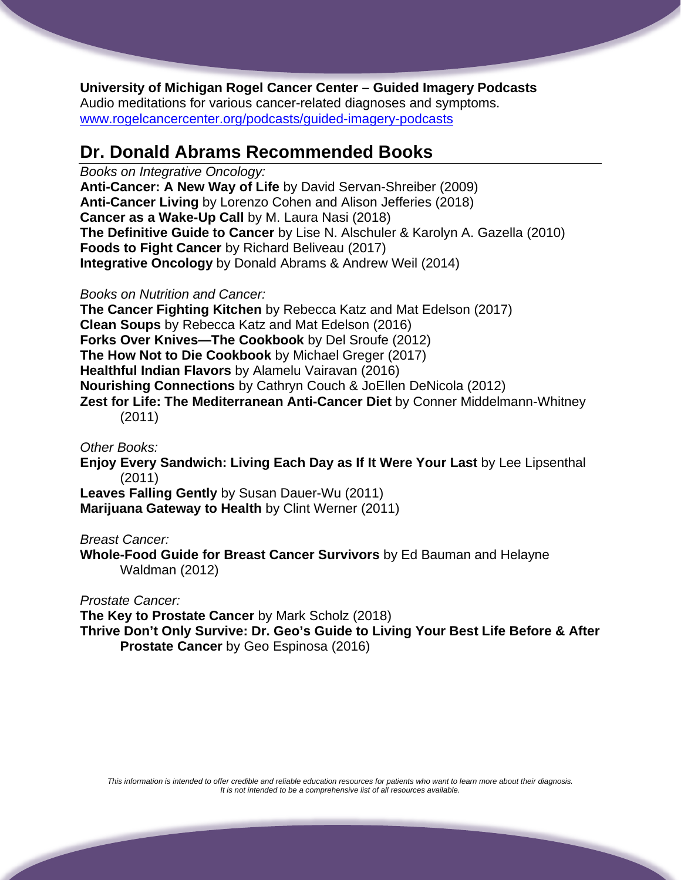**University of Michigan Rogel Cancer Center – Guided Imagery Podcasts**
Audio meditations for various cancer-related diagnoses and symptoms.
www.rogelcancercenter.org/podcasts/guided-imagery-podcasts

## Dr. Donald Abrams Recommended Books

*Books on Integrative Oncology:*
**Anti-Cancer: A New Way of Life** by David Servan-Shreiber (2009)
**Anti-Cancer Living** by Lorenzo Cohen and Alison Jefferies (2018)
**Cancer as a Wake-Up Call** by M. Laura Nasi (2018)
**The Definitive Guide to Cancer** by Lise N. Alschuler & Karolyn A. Gazella (2010)
**Foods to Fight Cancer** by Richard Beliveau (2017)
**Integrative Oncology** by Donald Abrams & Andrew Weil (2014)

*Books on Nutrition and Cancer:*
**The Cancer Fighting Kitchen** by Rebecca Katz and Mat Edelson (2017)
**Clean Soups** by Rebecca Katz and Mat Edelson (2016)
**Forks Over Knives—The Cookbook** by Del Sroufe (2012)
**The How Not to Die Cookbook** by Michael Greger (2017)
**Healthful Indian Flavors** by Alamelu Vairavan (2016)
**Nourishing Connections** by Cathryn Couch & JoEllen DeNicola (2012)
**Zest for Life: The Mediterranean Anti-Cancer Diet** by Conner Middelmann-Whitney (2011)

*Other Books:*
**Enjoy Every Sandwich: Living Each Day as If It Were Your Last** by Lee Lipsenthal (2011)
**Leaves Falling Gently** by Susan Dauer-Wu (2011)
**Marijuana Gateway to Health** by Clint Werner (2011)

*Breast Cancer:*
**Whole-Food Guide for Breast Cancer Survivors** by Ed Bauman and Helayne Waldman (2012)

*Prostate Cancer:*
**The Key to Prostate Cancer** by Mark Scholz (2018)
**Thrive Don't Only Survive: Dr. Geo's Guide to Living Your Best Life Before & After Prostate Cancer** by Geo Espinosa (2016)

*This information is intended to offer credible and reliable education resources for patients who want to learn more about their diagnosis. It is not intended to be a comprehensive list of all resources available.*